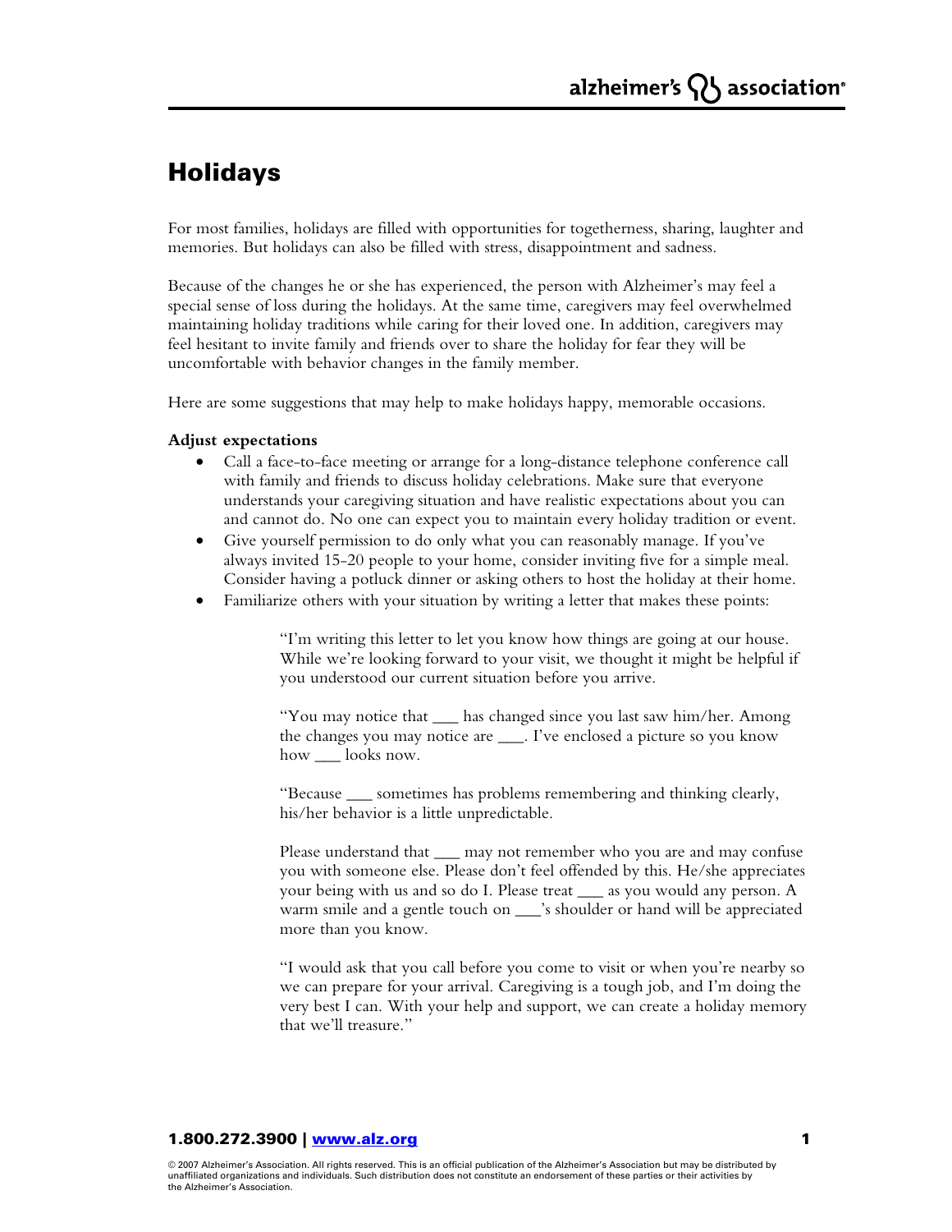# Holidays

For most families, holidays are filled with opportunities for togetherness, sharing, laughter and memories. But holidays can also be filled with stress, disappointment and sadness.

Because of the changes he or she has experienced, the person with Alzheimer's may feel a special sense of loss during the holidays. At the same time, caregivers may feel overwhelmed maintaining holiday traditions while caring for their loved one. In addition, caregivers may feel hesitant to invite family and friends over to share the holiday for fear they will be uncomfortable with behavior changes in the family member.

Here are some suggestions that may help to make holidays happy, memorable occasions.

**Adjust expectations**

- Call a face-to-face meeting or arrange for a long-distance telephone conference call with family and friends to discuss holiday celebrations. Make sure that everyone understands your caregiving situation and have realistic expectations about you can and cannot do. No one can expect you to maintain every holiday tradition or event.
- Give yourself permission to do only what you can reasonably manage. If you've always invited 15-20 people to your home, consider inviting five for a simple meal. Consider having a potluck dinner or asking others to host the holiday at their home.
- Familiarize others with your situation by writing a letter that makes these points:

> "I'm writing this letter to let you know how things are going at our house. While we're looking forward to your visit, we thought it might be helpful if you understood our current situation before you arrive.
>
> "You may notice that ___ has changed since you last saw him/her. Among the changes you may notice are ___. I've enclosed a picture so you know how ___ looks now.
>
> "Because ___ sometimes has problems remembering and thinking clearly, his/her behavior is a little unpredictable.
>
> Please understand that ___ may not remember who you are and may confuse you with someone else. Please don't feel offended by this. He/she appreciates your being with us and so do I. Please treat ___ as you would any person. A warm smile and a gentle touch on ___'s shoulder or hand will be appreciated more than you know.
>
> "I would ask that you call before you come to visit or when you're nearby so we can prepare for your arrival. Caregiving is a tough job, and I'm doing the very best I can. With your help and support, we can create a holiday memory that we'll treasure."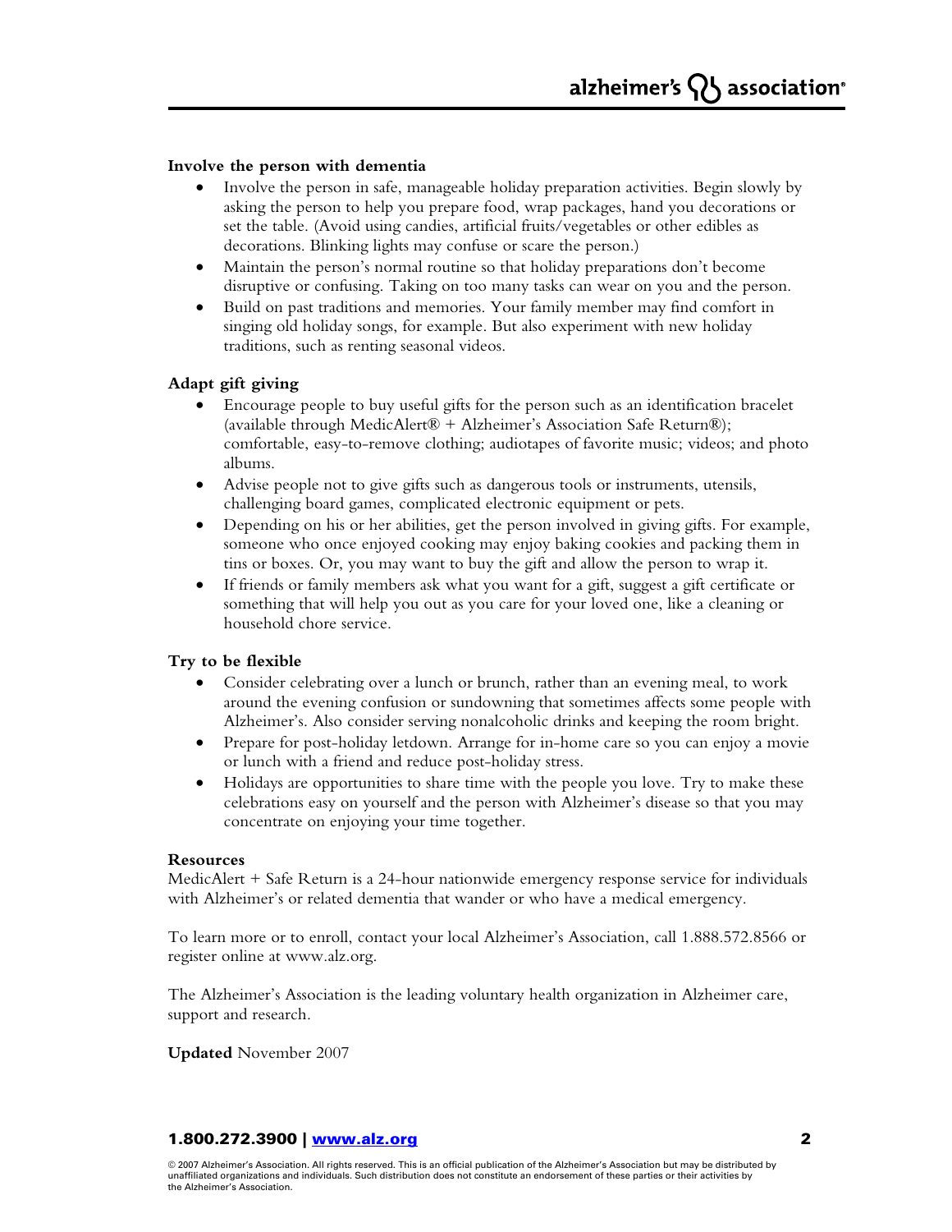**Involve the person with dementia**

- Involve the person in safe, manageable holiday preparation activities. Begin slowly by asking the person to help you prepare food, wrap packages, hand you decorations or set the table. (Avoid using candies, artificial fruits/vegetables or other edibles as decorations. Blinking lights may confuse or scare the person.)
- Maintain the person's normal routine so that holiday preparations don't become disruptive or confusing. Taking on too many tasks can wear on you and the person.
- Build on past traditions and memories. Your family member may find comfort in singing old holiday songs, for example. But also experiment with new holiday traditions, such as renting seasonal videos.

**Adapt gift giving**

- Encourage people to buy useful gifts for the person such as an identification bracelet (available through MedicAlert® + Alzheimer's Association Safe Return®); comfortable, easy-to-remove clothing; audiotapes of favorite music; videos; and photo albums.
- Advise people not to give gifts such as dangerous tools or instruments, utensils, challenging board games, complicated electronic equipment or pets.
- Depending on his or her abilities, get the person involved in giving gifts. For example, someone who once enjoyed cooking may enjoy baking cookies and packing them in tins or boxes. Or, you may want to buy the gift and allow the person to wrap it.
- If friends or family members ask what you want for a gift, suggest a gift certificate or something that will help you out as you care for your loved one, like a cleaning or household chore service.

**Try to be flexible**

- Consider celebrating over a lunch or brunch, rather than an evening meal, to work around the evening confusion or sundowning that sometimes affects some people with Alzheimer's. Also consider serving nonalcoholic drinks and keeping the room bright.
- Prepare for post-holiday letdown. Arrange for in-home care so you can enjoy a movie or lunch with a friend and reduce post-holiday stress.
- Holidays are opportunities to share time with the people you love. Try to make these celebrations easy on yourself and the person with Alzheimer's disease so that you may concentrate on enjoying your time together.

**Resources**

MedicAlert + Safe Return is a 24-hour nationwide emergency response service for individuals with Alzheimer's or related dementia that wander or who have a medical emergency.

To learn more or to enroll, contact your local Alzheimer's Association, call 1.888.572.8566 or register online at www.alz.org.

The Alzheimer's Association is the leading voluntary health organization in Alzheimer care, support and research.

**Updated** November 2007

**1.800.272.3900 | www.alz.org**

© 2007 Alzheimer's Association. All rights reserved. This is an official publication of the Alzheimer's Association but may be distributed by unaffiliated organizations and individuals. Such distribution does not constitute an endorsement of these parties or their activities by the Alzheimer's Association.